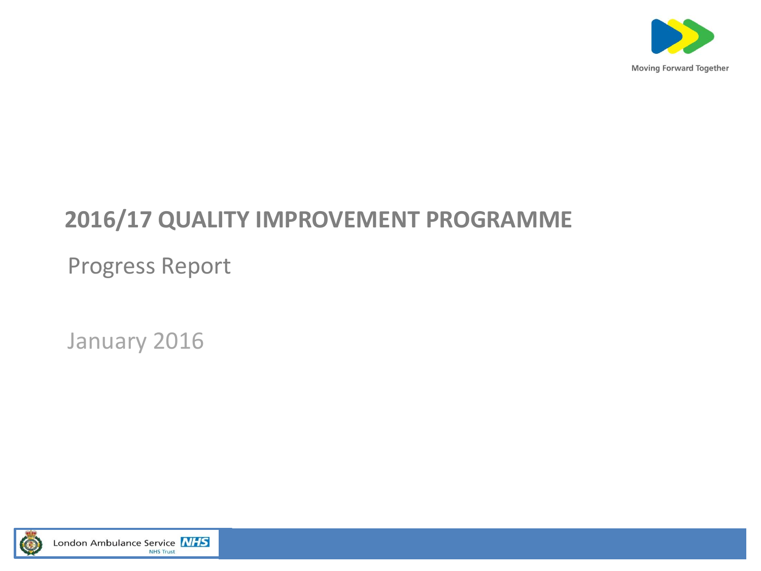Moving Forward Together

# 2016/17 QUALITY IMPROVEMENT PROGRAMME

Progress Report

January 2016

London Ambulance Service NHS Trust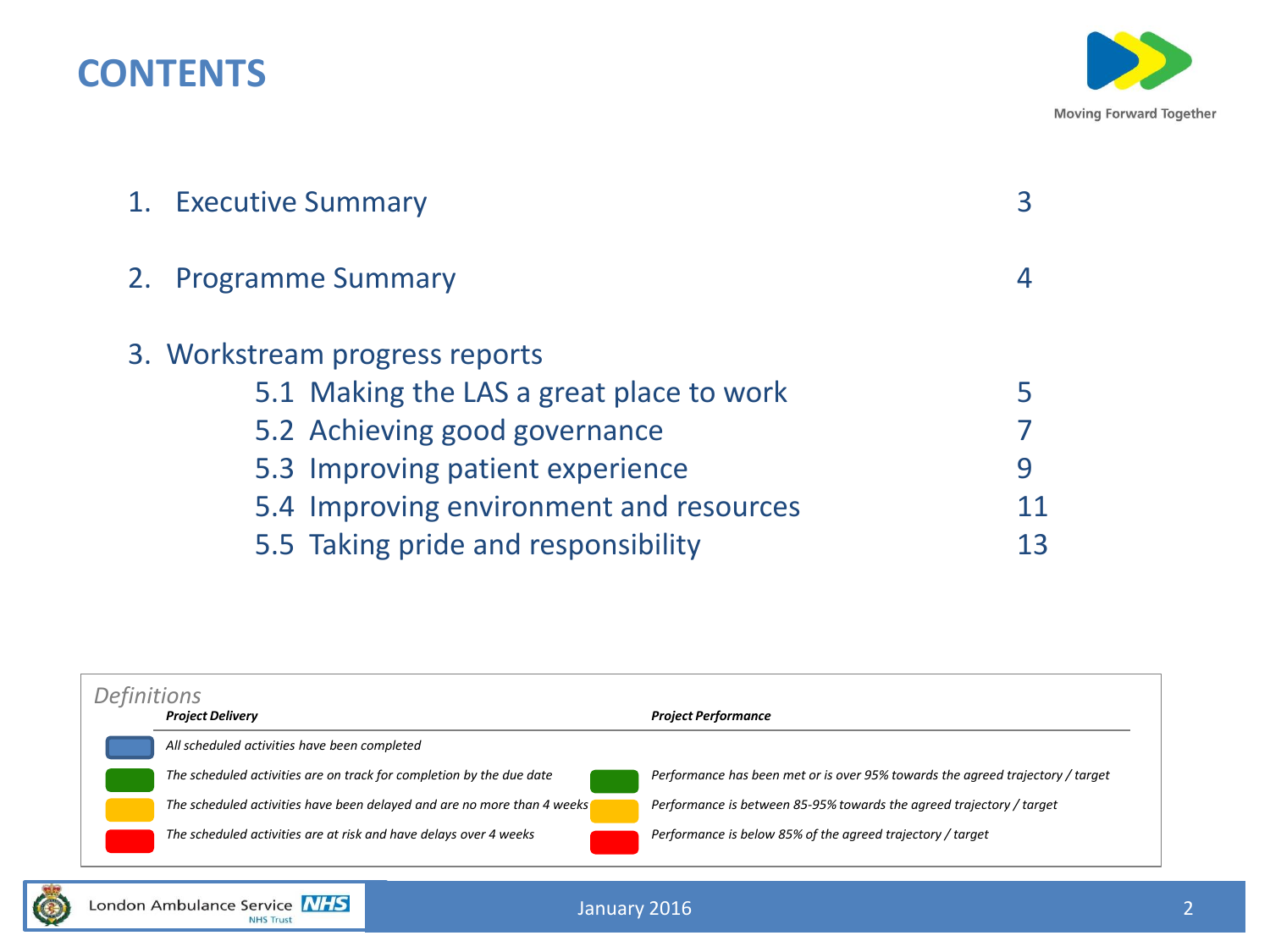# CONTENTS

| | |
|---|---|
| 1. Executive Summary | 3 |
| 2. Programme Summary | 4 |
| 3. Workstream progress reports | |
| 5.1 Making the LAS a great place to work | 5 |
| 5.2 Achieving good governance | 7 |
| 5.3 Improving patient experience | 9 |
| 5.4 Improving environment and resources | 11 |
| 5.5 Taking pride and responsibility | 13 |

*Definitions*

| Colour | ***Project Delivery*** | Colour | ***Project Performance*** |
|---|---|---|---|
| Blue | *All scheduled activities have been completed* | | |
| Green | *The scheduled activities are on track for completion by the due date* | Green | *Performance has been met or is over 95% towards the agreed trajectory / target* |
| Amber | *The scheduled activities have been delayed and are no more than 4 weeks* | Amber | *Performance is between 85-95% towards the agreed trajectory / target* |
| Red | *The scheduled activities are at risk and have delays over 4 weeks* | Red | *Performance is below 85% of the agreed trajectory / target* |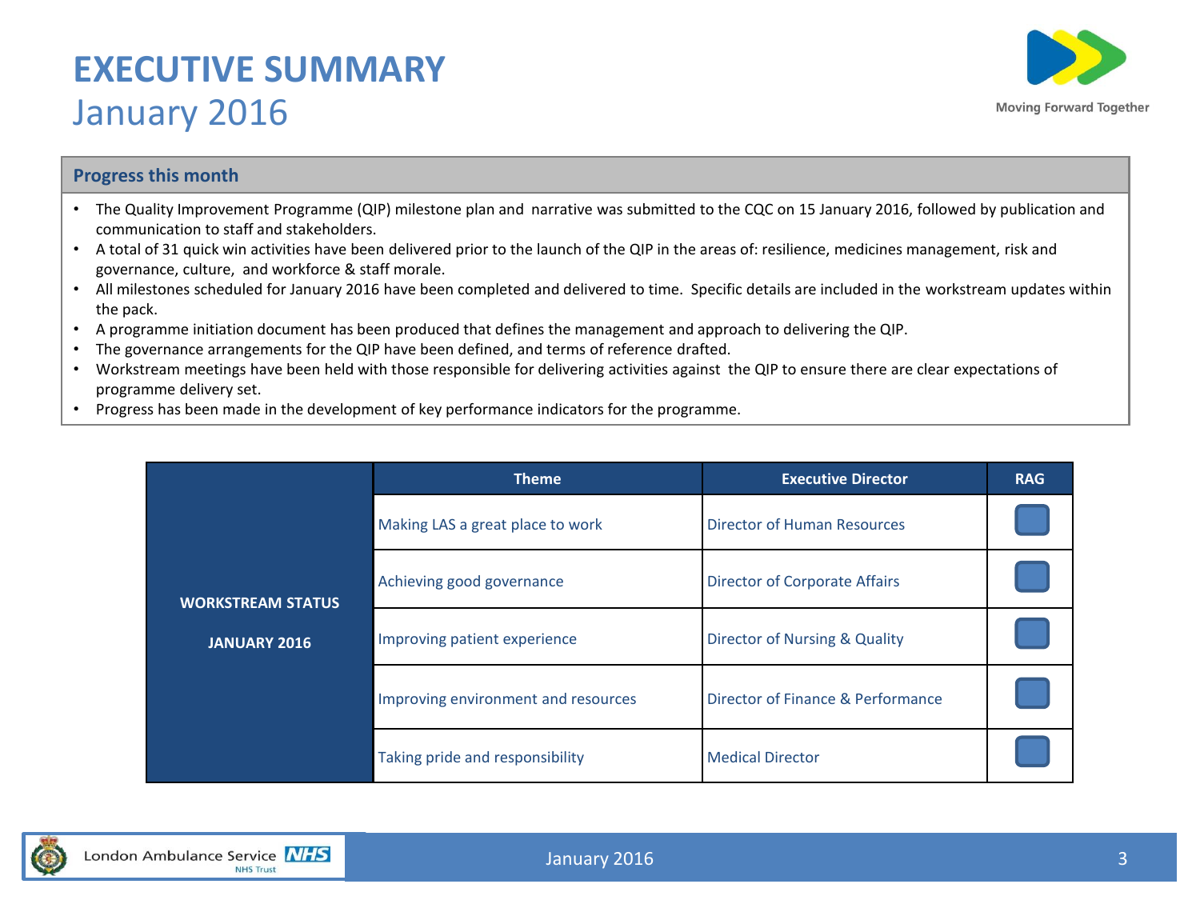# EXECUTIVE SUMMARY

## January 2016

Moving Forward Together

### Progress this month

- The Quality Improvement Programme (QIP) milestone plan and narrative was submitted to the CQC on 15 January 2016, followed by publication and communication to staff and stakeholders.
- A total of 31 quick win activities have been delivered prior to the launch of the QIP in the areas of: resilience, medicines management, risk and governance, culture, and workforce & staff morale.
- All milestones scheduled for January 2016 have been completed and delivered to time. Specific details are included in the workstream updates within the pack.
- A programme initiation document has been produced that defines the management and approach to delivering the QIP.
- The governance arrangements for the QIP have been defined, and terms of reference drafted.
- Workstream meetings have been held with those responsible for delivering activities against the QIP to ensure there are clear expectations of programme delivery set.
- Progress has been made in the development of key performance indicators for the programme.

| WORKSTREAM STATUS JANUARY 2016 | Theme | Executive Director | RAG |
|---|---|---|---|
| | Making LAS a great place to work | Director of Human Resources | |
| | Achieving good governance | Director of Corporate Affairs | |
| | Improving patient experience | Director of Nursing & Quality | |
| | Improving environment and resources | Director of Finance & Performance | |
| | Taking pride and responsibility | Medical Director | |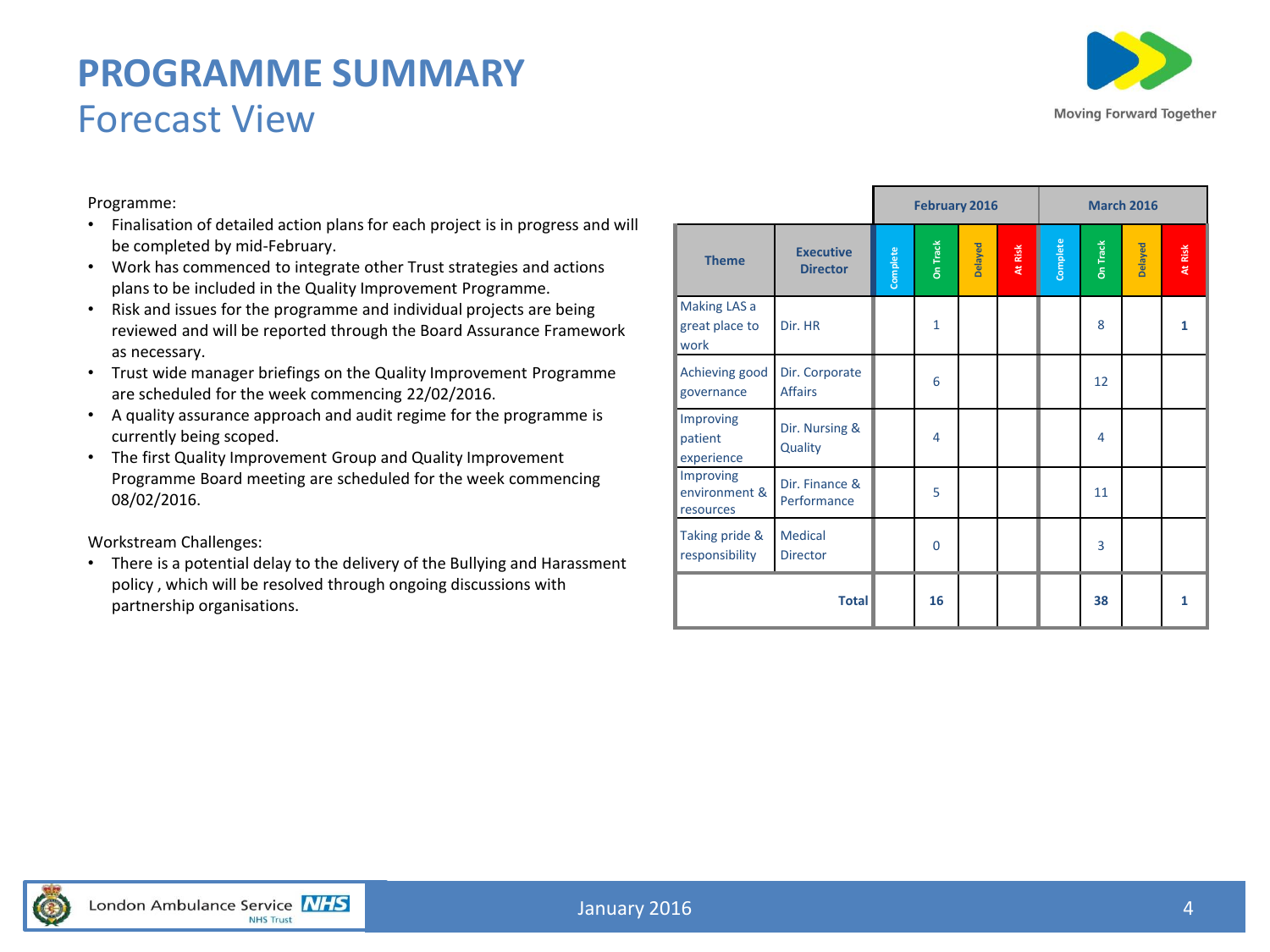# PROGRAMME SUMMARY
## Forecast View

Programme:

- Finalisation of detailed action plans for each project is in progress and will be completed by mid-February.
- Work has commenced to integrate other Trust strategies and actions plans to be included in the Quality Improvement Programme.
- Risk and issues for the programme and individual projects are being reviewed and will be reported through the Board Assurance Framework as necessary.
- Trust wide manager briefings on the Quality Improvement Programme are scheduled for the week commencing 22/02/2016.
- A quality assurance approach and audit regime for the programme is currently being scoped.
- The first Quality Improvement Group and Quality Improvement Programme Board meeting are scheduled for the week commencing 08/02/2016.

Workstream Challenges:

- There is a potential delay to the delivery of the Bullying and Harassment policy , which will be resolved through ongoing discussions with partnership organisations.

| | | February 2016 | | | | March 2016 | | | |
|---|---|---|---|---|---|---|---|---|---|
| **Theme** | **Executive Director** | Complete | On Track | Delayed | At Risk | Complete | On Track | Delayed | At Risk |
| Making LAS a great place to work | Dir. HR | | 1 | | | | 8 | | **1** |
| Achieving good governance | Dir. Corporate Affairs | | 6 | | | | 12 | | |
| Improving patient experience | Dir. Nursing & Quality | | 4 | | | | 4 | | |
| Improving environment & resources | Dir. Finance & Performance | | 5 | | | | 11 | | |
| Taking pride & responsibility | Medical Director | | 0 | | | | 3 | | |
| | **Total** | | **16** | | | | **38** | | **1** |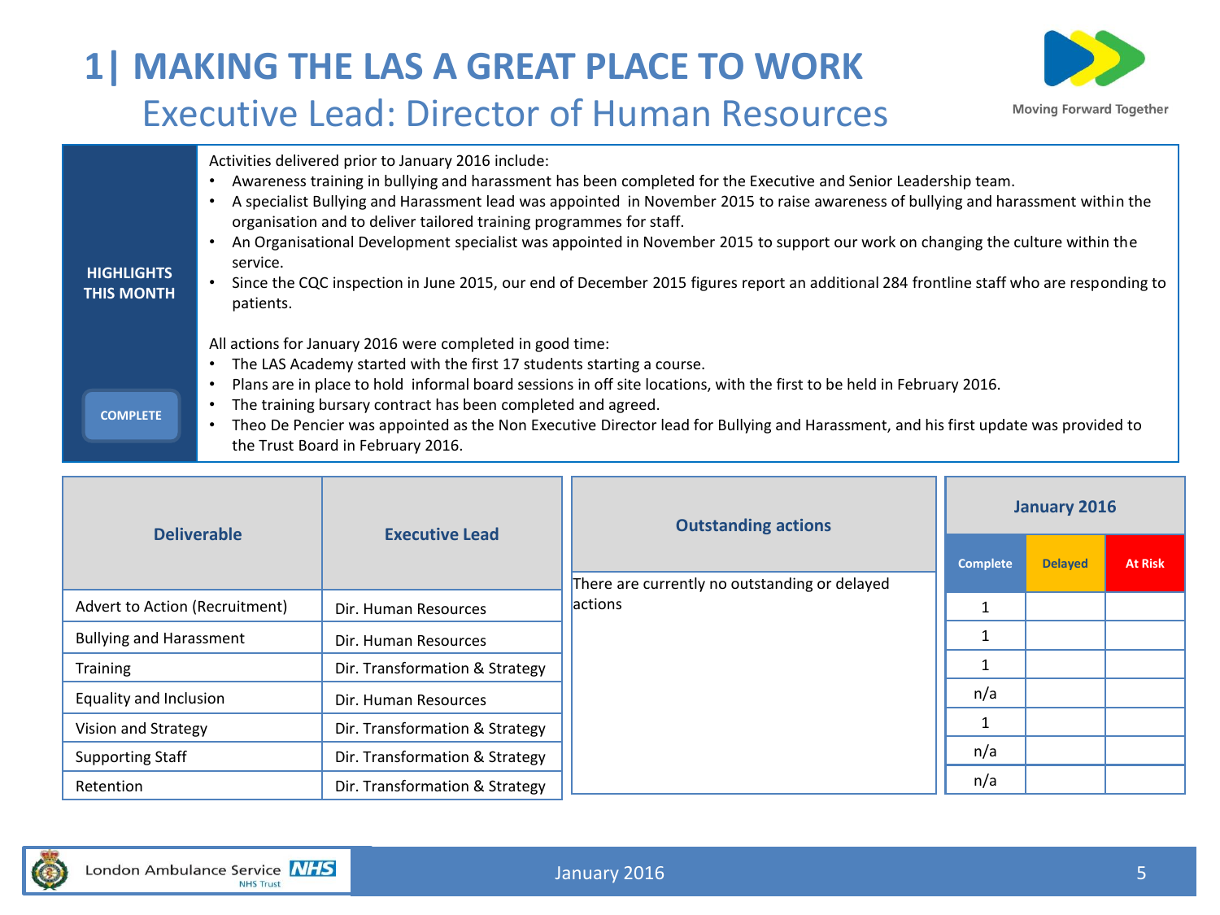# 1| MAKING THE LAS A GREAT PLACE TO WORK

## Executive Lead: Director of Human Resources

Moving Forward Together

**HIGHLIGHTS THIS MONTH**

**COMPLETE**

Activities delivered prior to January 2016 include:

- Awareness training in bullying and harassment has been completed for the Executive and Senior Leadership team.
- A specialist Bullying and Harassment lead was appointed in November 2015 to raise awareness of bullying and harassment within the organisation and to deliver tailored training programmes for staff.
- An Organisational Development specialist was appointed in November 2015 to support our work on changing the culture within the service.
- Since the CQC inspection in June 2015, our end of December 2015 figures report an additional 284 frontline staff who are responding to patients.

All actions for January 2016 were completed in good time:

- The LAS Academy started with the first 17 students starting a course.
- Plans are in place to hold informal board sessions in off site locations, with the first to be held in February 2016.
- The training bursary contract has been completed and agreed.
- Theo De Pencier was appointed as the Non Executive Director lead for Bullying and Harassment, and his first update was provided to the Trust Board in February 2016.

| Deliverable | Executive Lead |
|---|---|
| Advert to Action (Recruitment) | Dir. Human Resources |
| Bullying and Harassment | Dir. Human Resources |
| Training | Dir. Transformation & Strategy |
| Equality and Inclusion | Dir. Human Resources |
| Vision and Strategy | Dir. Transformation & Strategy |
| Supporting Staff | Dir. Transformation & Strategy |
| Retention | Dir. Transformation & Strategy |

| Outstanding actions |
|---|
| There are currently no outstanding or delayed actions |

| January 2016 | | |
|---|---|---|
| Complete | Delayed | At Risk |
| 1 | | |
| 1 | | |
| 1 | | |
| n/a | | |
| 1 | | |
| n/a | | |
| n/a | | |

London Ambulance Service NHS Trust

January 2016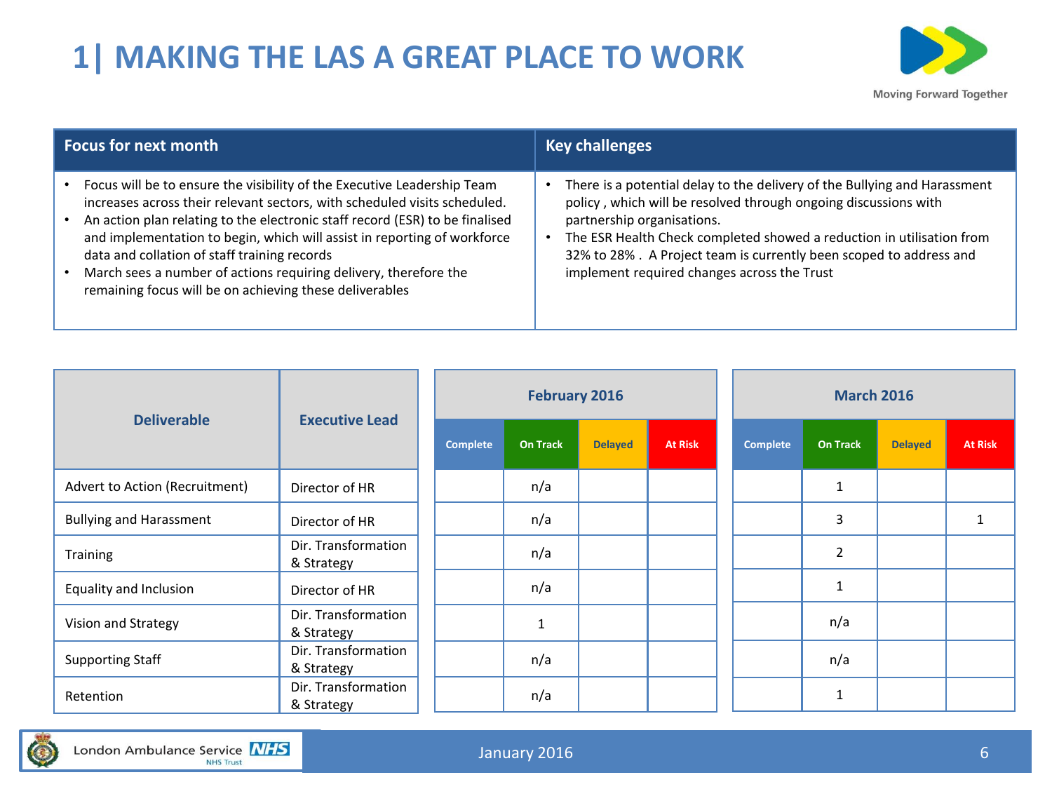# 1| MAKING THE LAS A GREAT PLACE TO WORK

| Focus for next month | Key challenges |
|---|---|
| • Focus will be to ensure the visibility of the Executive Leadership Team increases across their relevant sectors, with scheduled visits scheduled.<br>• An action plan relating to the electronic staff record (ESR) to be finalised and implementation to begin, which will assist in reporting of workforce data and collation of staff training records<br>• March sees a number of actions requiring delivery, therefore the remaining focus will be on achieving these deliverables | • There is a potential delay to the delivery of the Bullying and Harassment policy , which will be resolved through ongoing discussions with partnership organisations.<br>• The ESR Health Check completed showed a reduction in utilisation from 32% to 28% . A Project team is currently been scoped to address and implement required changes across the Trust |

| Deliverable | Executive Lead | February 2016 | | | | March 2016 | | | |
|---|---|---|---|---|---|---|---|---|---|
| | | Complete | On Track | Delayed | At Risk | Complete | On Track | Delayed | At Risk |
| Advert to Action (Recruitment) | Director of HR | | n/a | | | | 1 | | |
| Bullying and Harassment | Director of HR | | n/a | | | | 3 | | 1 |
| Training | Dir. Transformation & Strategy | | n/a | | | | 2 | | |
| Equality and Inclusion | Director of HR | | n/a | | | | 1 | | |
| Vision and Strategy | Dir. Transformation & Strategy | | 1 | | | | n/a | | |
| Supporting Staff | Dir. Transformation & Strategy | | n/a | | | | n/a | | |
| Retention | Dir. Transformation & Strategy | | n/a | | | | 1 | | |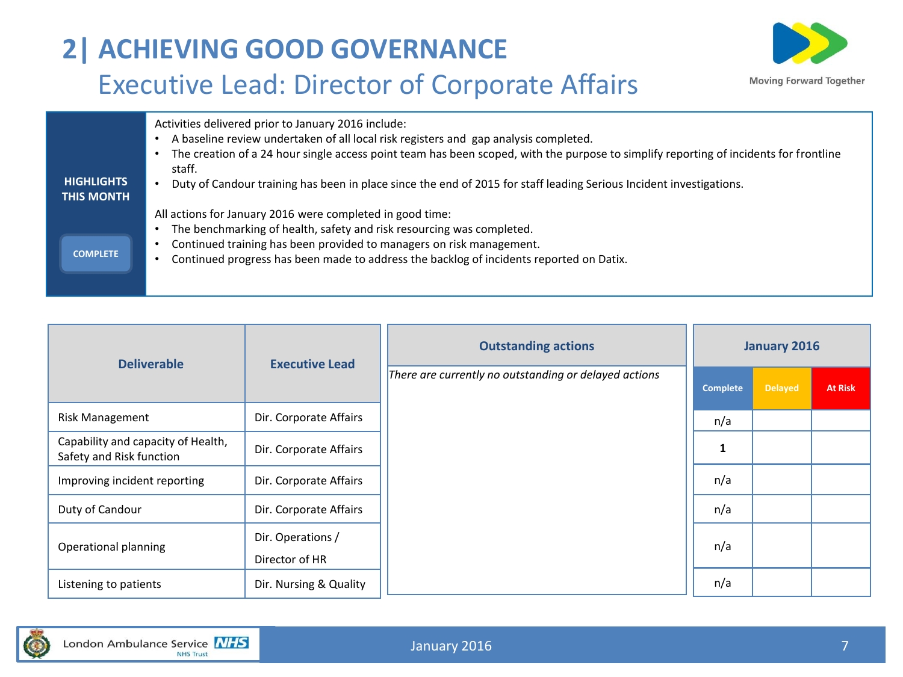# 2| ACHIEVING GOOD GOVERNANCE

## Executive Lead: Director of Corporate Affairs

**HIGHLIGHTS THIS MONTH**

**COMPLETE**

Activities delivered prior to January 2016 include:

- A baseline review undertaken of all local risk registers and gap analysis completed.
- The creation of a 24 hour single access point team has been scoped, with the purpose to simplify reporting of incidents for frontline staff.
- Duty of Candour training has been in place since the end of 2015 for staff leading Serious Incident investigations.

All actions for January 2016 were completed in good time:

- The benchmarking of health, safety and risk resourcing was completed.
- Continued training has been provided to managers on risk management.
- Continued progress has been made to address the backlog of incidents reported on Datix.

| Deliverable | Executive Lead |
|---|---|
| Risk Management | Dir. Corporate Affairs |
| Capability and capacity of Health, Safety and Risk function | Dir. Corporate Affairs |
| Improving incident reporting | Dir. Corporate Affairs |
| Duty of Candour | Dir. Corporate Affairs |
| Operational planning | Dir. Operations / Director of HR |
| Listening to patients | Dir. Nursing & Quality |

| Outstanding actions |
|---|
| *There are currently no outstanding or delayed actions* |

| January 2016 | | |
|---|---|---|
| Complete | Delayed | At Risk |
| n/a | | |
| **1** | | |
| n/a | | |
| n/a | | |
| n/a | | |
| n/a | | |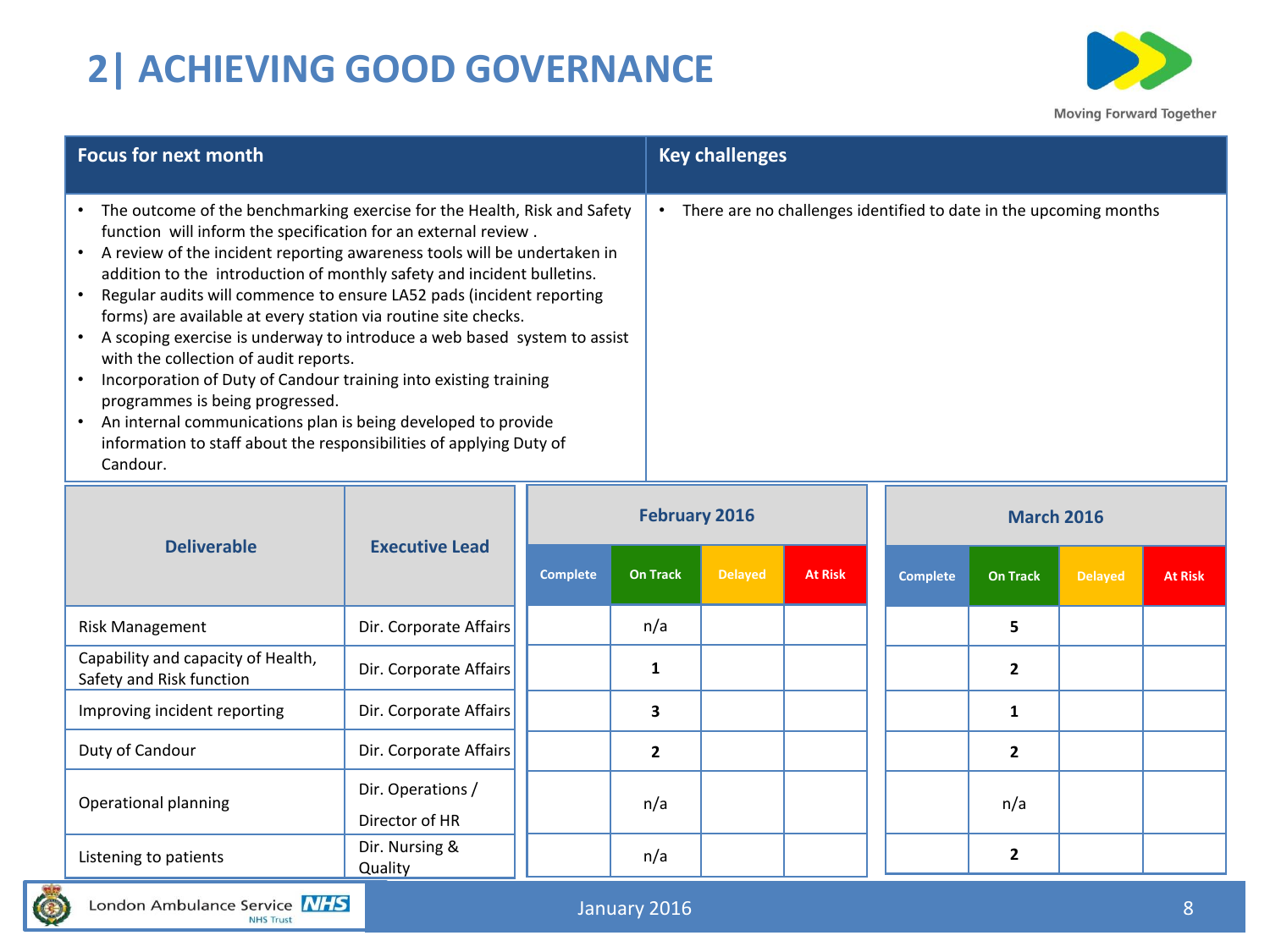# 2| ACHIEVING GOOD GOVERNANCE

| Focus for next month | Key challenges |
|---|---|
| • The outcome of the benchmarking exercise for the Health, Risk and Safety function will inform the specification for an external review .<br>• A review of the incident reporting awareness tools will be undertaken in addition to the introduction of monthly safety and incident bulletins.<br>• Regular audits will commence to ensure LA52 pads (incident reporting forms) are available at every station via routine site checks.<br>• A scoping exercise is underway to introduce a web based system to assist with the collection of audit reports.<br>• Incorporation of Duty of Candour training into existing training programmes is being progressed.<br>• An internal communications plan is being developed to provide information to staff about the responsibilities of applying Duty of Candour. | • There are no challenges identified to date in the upcoming months |

| Deliverable | Executive Lead | February 2016 | | | | March 2016 | | | |
|---|---|---|---|---|---|---|---|---|---|
| | | Complete | On Track | Delayed | At Risk | Complete | On Track | Delayed | At Risk |
| Risk Management | Dir. Corporate Affairs | | n/a | | | | 5 | | |
| Capability and capacity of Health, Safety and Risk function | Dir. Corporate Affairs | | 1 | | | | 2 | | |
| Improving incident reporting | Dir. Corporate Affairs | | 3 | | | | 1 | | |
| Duty of Candour | Dir. Corporate Affairs | | 2 | | | | 2 | | |
| Operational planning | Dir. Operations / Director of HR | | n/a | | | | n/a | | |
| Listening to patients | Dir. Nursing & Quality | | n/a | | | | 2 | | |

January 2016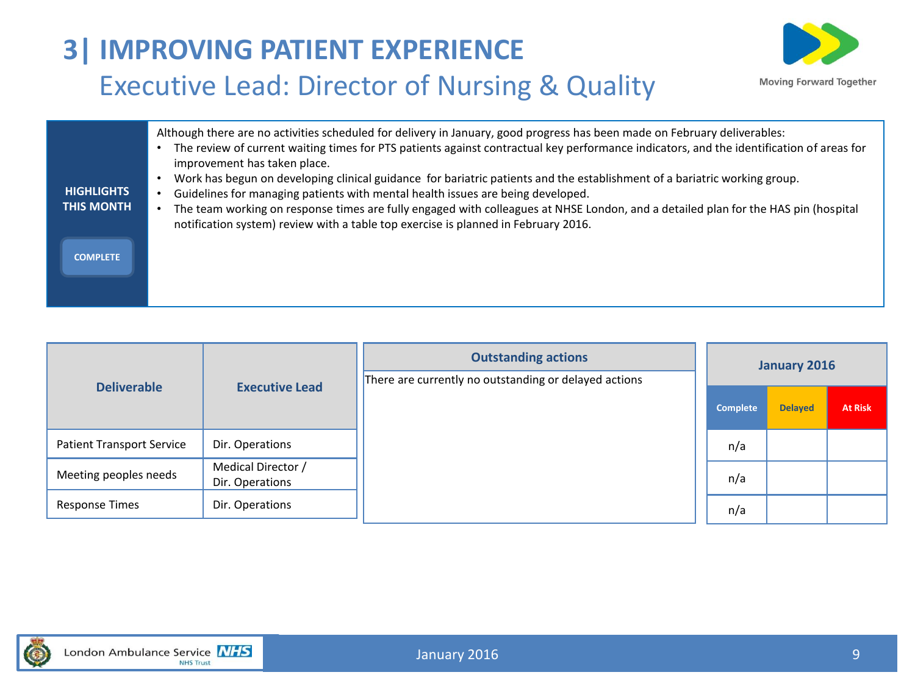# 3| IMPROVING PATIENT EXPERIENCE

## Executive Lead: Director of Nursing & Quality

Moving Forward Together

**HIGHLIGHTS THIS MONTH**

COMPLETE

Although there are no activities scheduled for delivery in January, good progress has been made on February deliverables:

- The review of current waiting times for PTS patients against contractual key performance indicators, and the identification of areas for improvement has taken place.
- Work has begun on developing clinical guidance for bariatric patients and the establishment of a bariatric working group.
- Guidelines for managing patients with mental health issues are being developed.
- The team working on response times are fully engaged with colleagues at NHSE London, and a detailed plan for the HAS pin (hospital notification system) review with a table top exercise is planned in February 2016.

| Deliverable | Executive Lead |
|---|---|
| Patient Transport Service | Dir. Operations |
| Meeting peoples needs | Medical Director / Dir. Operations |
| Response Times | Dir. Operations |

**Outstanding actions**

There are currently no outstanding or delayed actions

| January 2016 | | |
|---|---|---|
| Complete | Delayed | At Risk |
| n/a | | |
| n/a | | |
| n/a | | |

London Ambulance Service NHS Trust

January 2016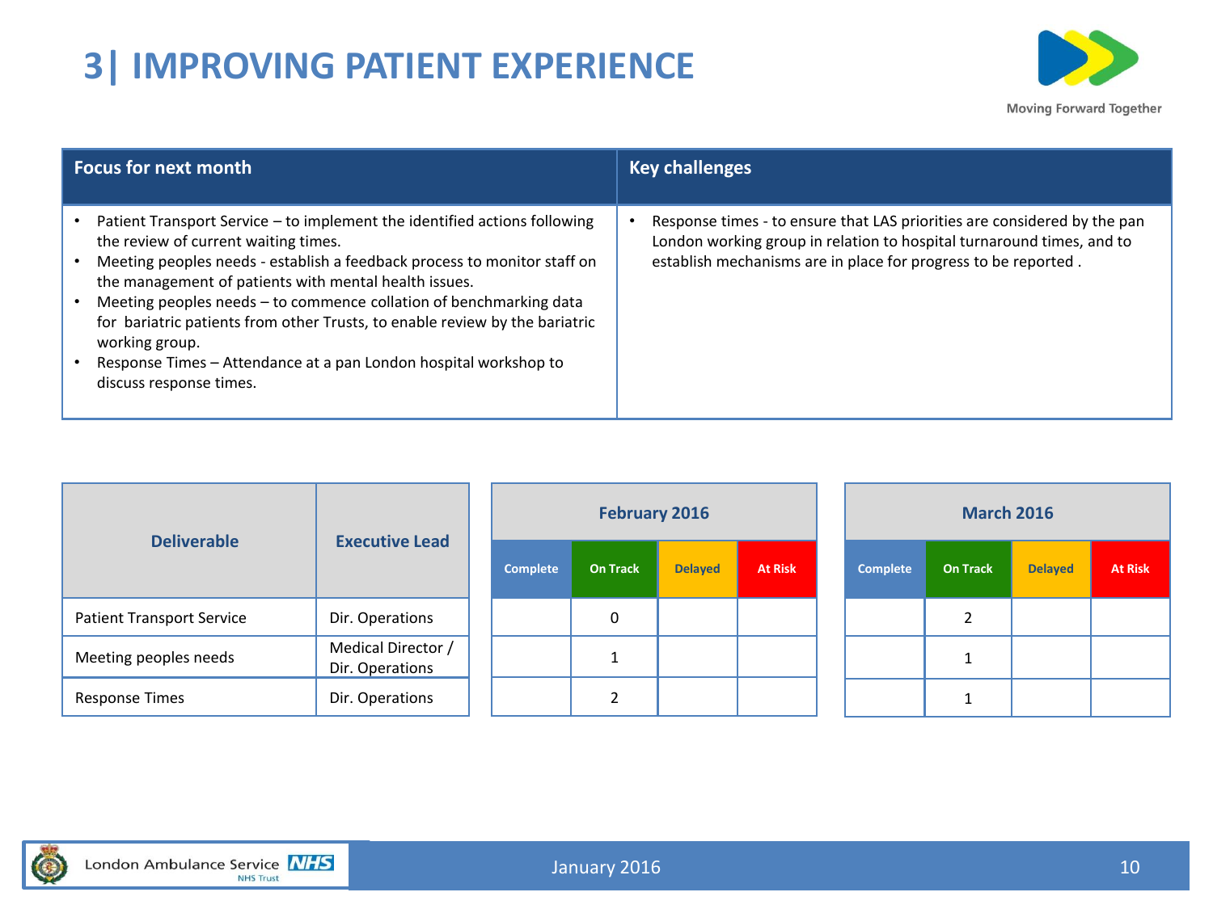# 3| IMPROVING PATIENT EXPERIENCE

| Focus for next month | Key challenges |
|---|---|
| • Patient Transport Service – to implement the identified actions following the review of current waiting times.<br>• Meeting peoples needs - establish a feedback process to monitor staff on the management of patients with mental health issues.<br>• Meeting peoples needs – to commence collation of benchmarking data for bariatric patients from other Trusts, to enable review by the bariatric working group.<br>• Response Times – Attendance at a pan London hospital workshop to discuss response times. | • Response times - to ensure that LAS priorities are considered by the pan London working group in relation to hospital turnaround times, and to establish mechanisms are in place for progress to be reported . |

| Deliverable | Executive Lead | February 2016 | | | | March 2016 | | | |
|---|---|---|---|---|---|---|---|---|---|
| | | Complete | On Track | Delayed | At Risk | Complete | On Track | Delayed | At Risk |
| Patient Transport Service | Dir. Operations | | 0 | | | | 2 | | |
| Meeting peoples needs | Medical Director / Dir. Operations | | 1 | | | | 1 | | |
| Response Times | Dir. Operations | | 2 | | | | 1 | | |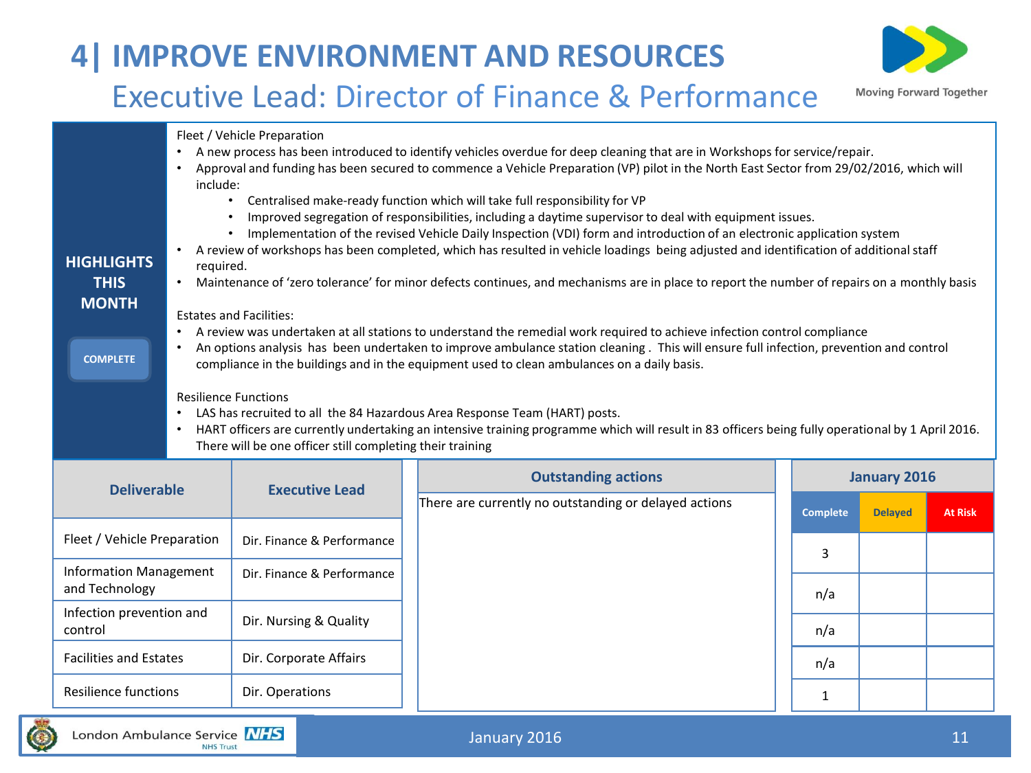# 4| IMPROVE ENVIRONMENT AND RESOURCES

## Executive Lead: Director of Finance & Performance

Moving Forward Together

**HIGHLIGHTS THIS MONTH**

**COMPLETE**

Fleet / Vehicle Preparation

- A new process has been introduced to identify vehicles overdue for deep cleaning that are in Workshops for service/repair.
- Approval and funding has been secured to commence a Vehicle Preparation (VP) pilot in the North East Sector from 29/02/2016, which will include:
  - Centralised make-ready function which will take full responsibility for VP
  - Improved segregation of responsibilities, including a daytime supervisor to deal with equipment issues.
  - Implementation of the revised Vehicle Daily Inspection (VDI) form and introduction of an electronic application system
- A review of workshops has been completed, which has resulted in vehicle loadings being adjusted and identification of additional staff required.
- Maintenance of 'zero tolerance' for minor defects continues, and mechanisms are in place to report the number of repairs on a monthly basis

Estates and Facilities:

- A review was undertaken at all stations to understand the remedial work required to achieve infection control compliance
- An options analysis has been undertaken to improve ambulance station cleaning . This will ensure full infection, prevention and control compliance in the buildings and in the equipment used to clean ambulances on a daily basis.

Resilience Functions

- LAS has recruited to all the 84 Hazardous Area Response Team (HART) posts.
- HART officers are currently undertaking an intensive training programme which will result in 83 officers being fully operational by 1 April 2016. There will be one officer still completing their training

| Deliverable | Executive Lead |
|---|---|
| Fleet / Vehicle Preparation | Dir. Finance & Performance |
| Information Management and Technology | Dir. Finance & Performance |
| Infection prevention and control | Dir. Nursing & Quality |
| Facilities and Estates | Dir. Corporate Affairs |
| Resilience functions | Dir. Operations |

**Outstanding actions**

There are currently no outstanding or delayed actions

| January 2016 | | |
|---|---|---|
| Complete | Delayed | At Risk |
| 3 | | |
| n/a | | |
| n/a | | |
| n/a | | |
| 1 | | |

London Ambulance Service NHS Trust

January 2016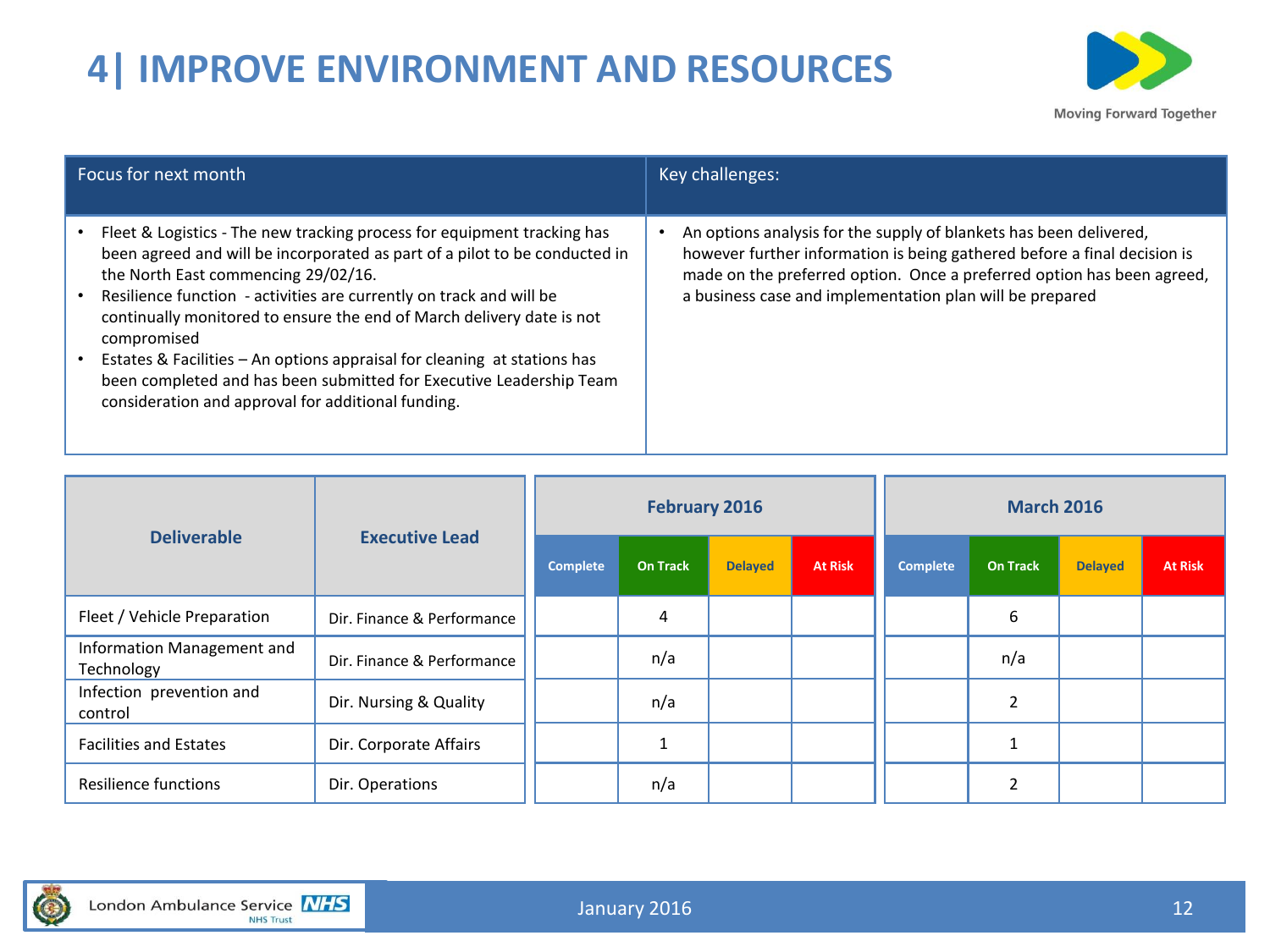# 4| IMPROVE ENVIRONMENT AND RESOURCES

| Focus for next month | Key challenges: |
|---|---|
| • Fleet & Logistics - The new tracking process for equipment tracking has been agreed and will be incorporated as part of a pilot to be conducted in the North East commencing 29/02/16.<br>• Resilience function - activities are currently on track and will be continually monitored to ensure the end of March delivery date is not compromised<br>• Estates & Facilities – An options appraisal for cleaning at stations has been completed and has been submitted for Executive Leadership Team consideration and approval for additional funding. | • An options analysis for the supply of blankets has been delivered, however further information is being gathered before a final decision is made on the preferred option. Once a preferred option has been agreed, a business case and implementation plan will be prepared |

| Deliverable | Executive Lead | February 2016 | | | | March 2016 | | | |
|---|---|---|---|---|---|---|---|---|---|
| | | Complete | On Track | Delayed | At Risk | Complete | On Track | Delayed | At Risk |
| Fleet / Vehicle Preparation | Dir. Finance & Performance | | 4 | | | | 6 | | |
| Information Management and Technology | Dir. Finance & Performance | | n/a | | | | n/a | | |
| Infection prevention and control | Dir. Nursing & Quality | | n/a | | | | 2 | | |
| Facilities and Estates | Dir. Corporate Affairs | | 1 | | | | 1 | | |
| Resilience functions | Dir. Operations | | n/a | | | | 2 | | |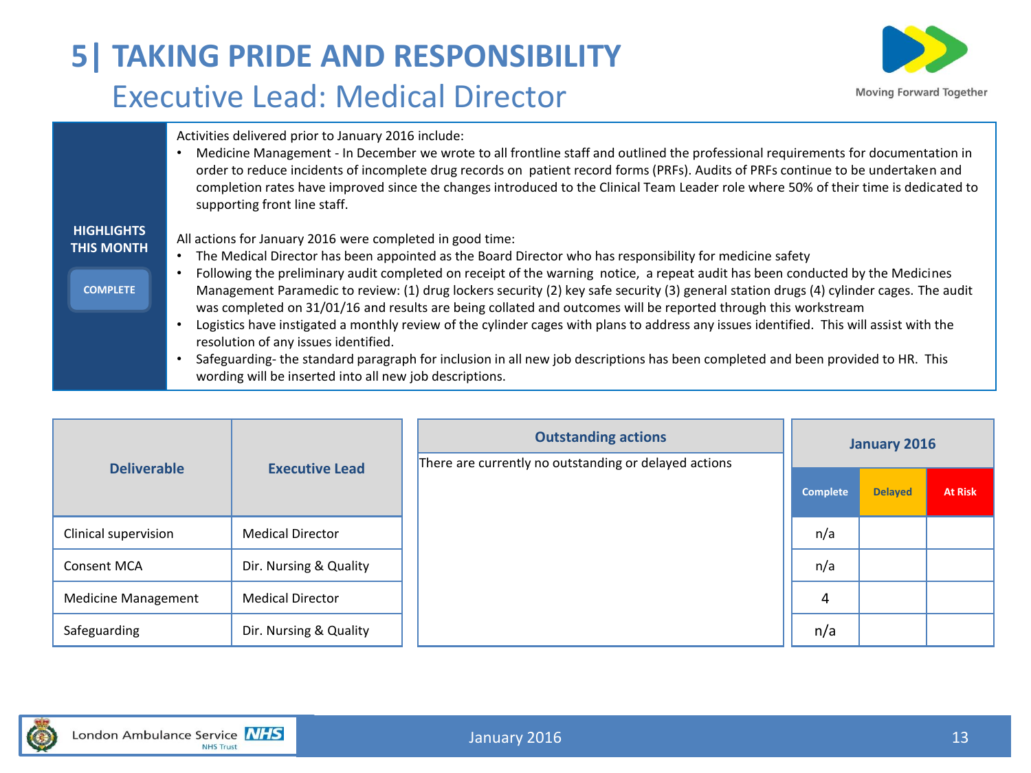# 5| TAKING PRIDE AND RESPONSIBILITY

## Executive Lead: Medical Director

Moving Forward Together

**HIGHLIGHTS THIS MONTH**

COMPLETE

Activities delivered prior to January 2016 include:

- Medicine Management - In December we wrote to all frontline staff and outlined the professional requirements for documentation in order to reduce incidents of incomplete drug records on patient record forms (PRFs). Audits of PRFs continue to be undertaken and completion rates have improved since the changes introduced to the Clinical Team Leader role where 50% of their time is dedicated to supporting front line staff.

All actions for January 2016 were completed in good time:

- The Medical Director has been appointed as the Board Director who has responsibility for medicine safety
- Following the preliminary audit completed on receipt of the warning notice, a repeat audit has been conducted by the Medicines Management Paramedic to review: (1) drug lockers security (2) key safe security (3) general station drugs (4) cylinder cages. The audit was completed on 31/01/16 and results are being collated and outcomes will be reported through this workstream
- Logistics have instigated a monthly review of the cylinder cages with plans to address any issues identified. This will assist with the resolution of any issues identified.
- Safeguarding- the standard paragraph for inclusion in all new job descriptions has been completed and been provided to HR. This wording will be inserted into all new job descriptions.

| Deliverable | Executive Lead |
|---|---|
| Clinical supervision | Medical Director |
| Consent MCA | Dir. Nursing & Quality |
| Medicine Management | Medical Director |
| Safeguarding | Dir. Nursing & Quality |

**Outstanding actions**

There are currently no outstanding or delayed actions

| January 2016 | | |
|---|---|---|
| Complete | Delayed | At Risk |
| n/a | | |
| n/a | | |
| 4 | | |
| n/a | | |

London Ambulance Service NHS Trust

January 2016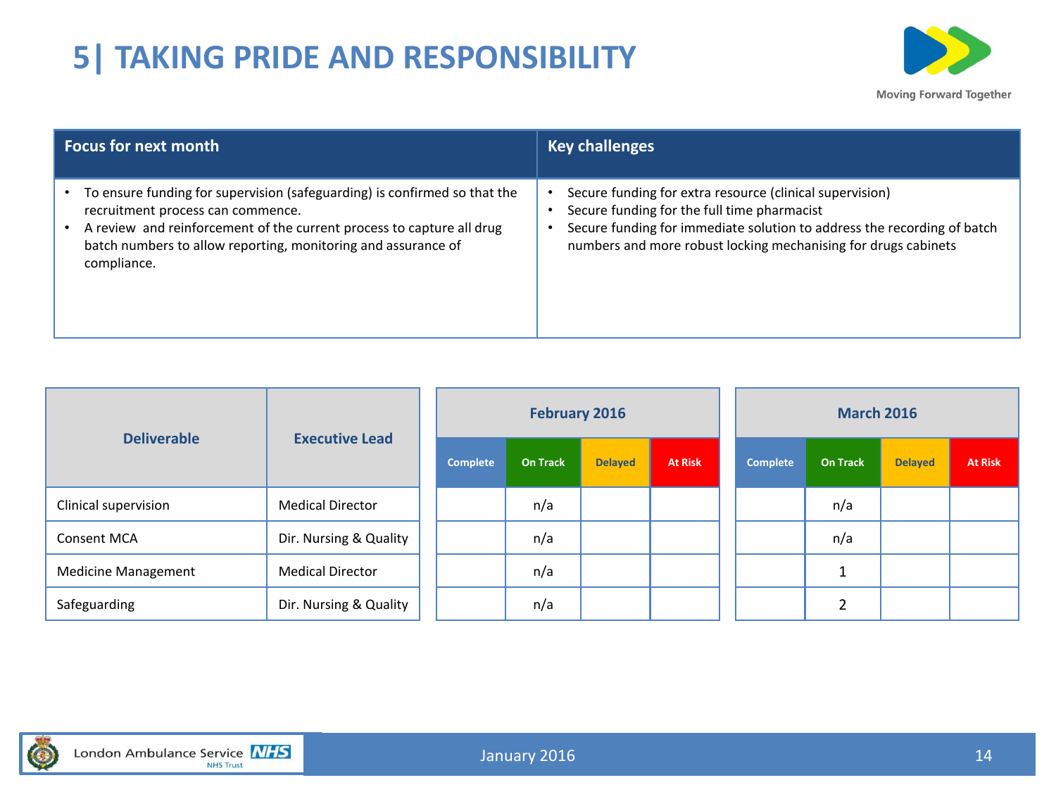# 5| TAKING PRIDE AND RESPONSIBILITY

| Focus for next month | Key challenges |
|---|---|
| • To ensure funding for supervision (safeguarding) is confirmed so that the recruitment process can commence.<br>• A review and reinforcement of the current process to capture all drug batch numbers to allow reporting, monitoring and assurance of compliance. | • Secure funding for extra resource (clinical supervision)<br>• Secure funding for the full time pharmacist<br>• Secure funding for immediate solution to address the recording of batch numbers and more robust locking mechanising for drugs cabinets |

| Deliverable | Executive Lead | February 2016 | | | | March 2016 | | | |
|---|---|---|---|---|---|---|---|---|---|
| | | Complete | On Track | Delayed | At Risk | Complete | On Track | Delayed | At Risk |
| Clinical supervision | Medical Director | | n/a | | | | n/a | | |
| Consent MCA | Dir. Nursing & Quality | | n/a | | | | n/a | | |
| Medicine Management | Medical Director | | n/a | | | | 1 | | |
| Safeguarding | Dir. Nursing & Quality | | n/a | | | | 2 | | |